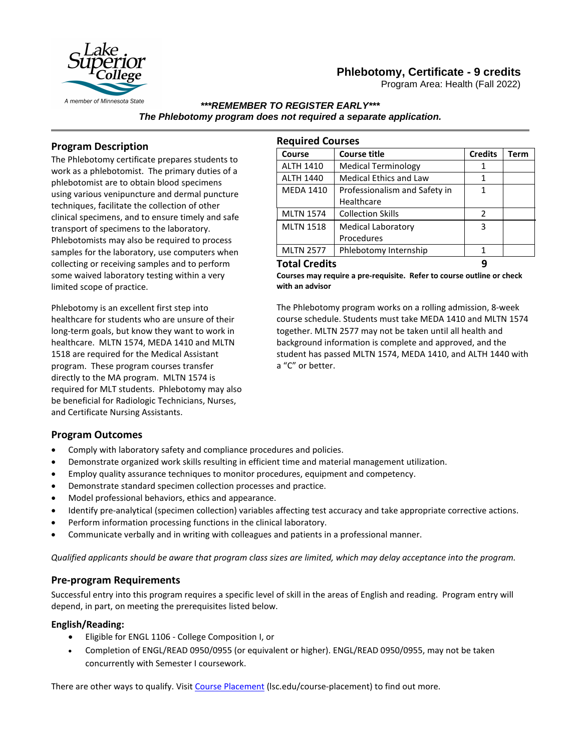# Phlebotomy, Certificate - 9 credits

Program Area: Health (Fall 2022)

***REMEMBER TO REGISTER EARLY***

***The Phlebotomy program does not required a separate application.***

## Program Description

The Phlebotomy certificate prepares students to work as a phlebotomist. The primary duties of a phlebotomist are to obtain blood specimens using various venipuncture and dermal puncture techniques, facilitate the collection of other clinical specimens, and to ensure timely and safe transport of specimens to the laboratory. Phlebotomists may also be required to process samples for the laboratory, use computers when collecting or receiving samples and to perform some waived laboratory testing within a very limited scope of practice.

Phlebotomy is an excellent first step into healthcare for students who are unsure of their long-term goals, but know they want to work in healthcare. MLTN 1574, MEDA 1410 and MLTN 1518 are required for the Medical Assistant program. These program courses transfer directly to the MA program. MLTN 1574 is required for MLT students. Phlebotomy may also be beneficial for Radiologic Technicians, Nurses, and Certificate Nursing Assistants.

## Required Courses

| Course | Course title | Credits | Term |
|---|---|---|---|
| ALTH 1410 | Medical Terminology | 1 | |
| ALTH 1440 | Medical Ethics and Law | 1 | |
| MEDA 1410 | Professionalism and Safety in Healthcare | 1 | |
| MLTN 1574 | Collection Skills | 2 | |
| MLTN 1518 | Medical Laboratory Procedures | 3 | |
| MLTN 2577 | Phlebotomy Internship | 1 | |
| **Total Credits** | | **9** | |

**Courses may require a pre-requisite. Refer to course outline or check with an advisor**

The Phlebotomy program works on a rolling admission, 8-week course schedule. Students must take MEDA 1410 and MLTN 1574 together. MLTN 2577 may not be taken until all health and background information is complete and approved, and the student has passed MLTN 1574, MEDA 1410, and ALTH 1440 with a "C" or better.

## Program Outcomes

- Comply with laboratory safety and compliance procedures and policies.
- Demonstrate organized work skills resulting in efficient time and material management utilization.
- Employ quality assurance techniques to monitor procedures, equipment and competency.
- Demonstrate standard specimen collection processes and practice.
- Model professional behaviors, ethics and appearance.
- Identify pre-analytical (specimen collection) variables affecting test accuracy and take appropriate corrective actions.
- Perform information processing functions in the clinical laboratory.
- Communicate verbally and in writing with colleagues and patients in a professional manner.

*Qualified applicants should be aware that program class sizes are limited, which may delay acceptance into the program.*

## Pre-program Requirements

Successful entry into this program requires a specific level of skill in the areas of English and reading. Program entry will depend, in part, on meeting the prerequisites listed below.

### English/Reading:

- Eligible for ENGL 1106 - College Composition I, or
- Completion of ENGL/READ 0950/0955 (or equivalent or higher). ENGL/READ 0950/0955, may not be taken concurrently with Semester I coursework.

There are other ways to qualify. Visit Course Placement (lsc.edu/course-placement) to find out more.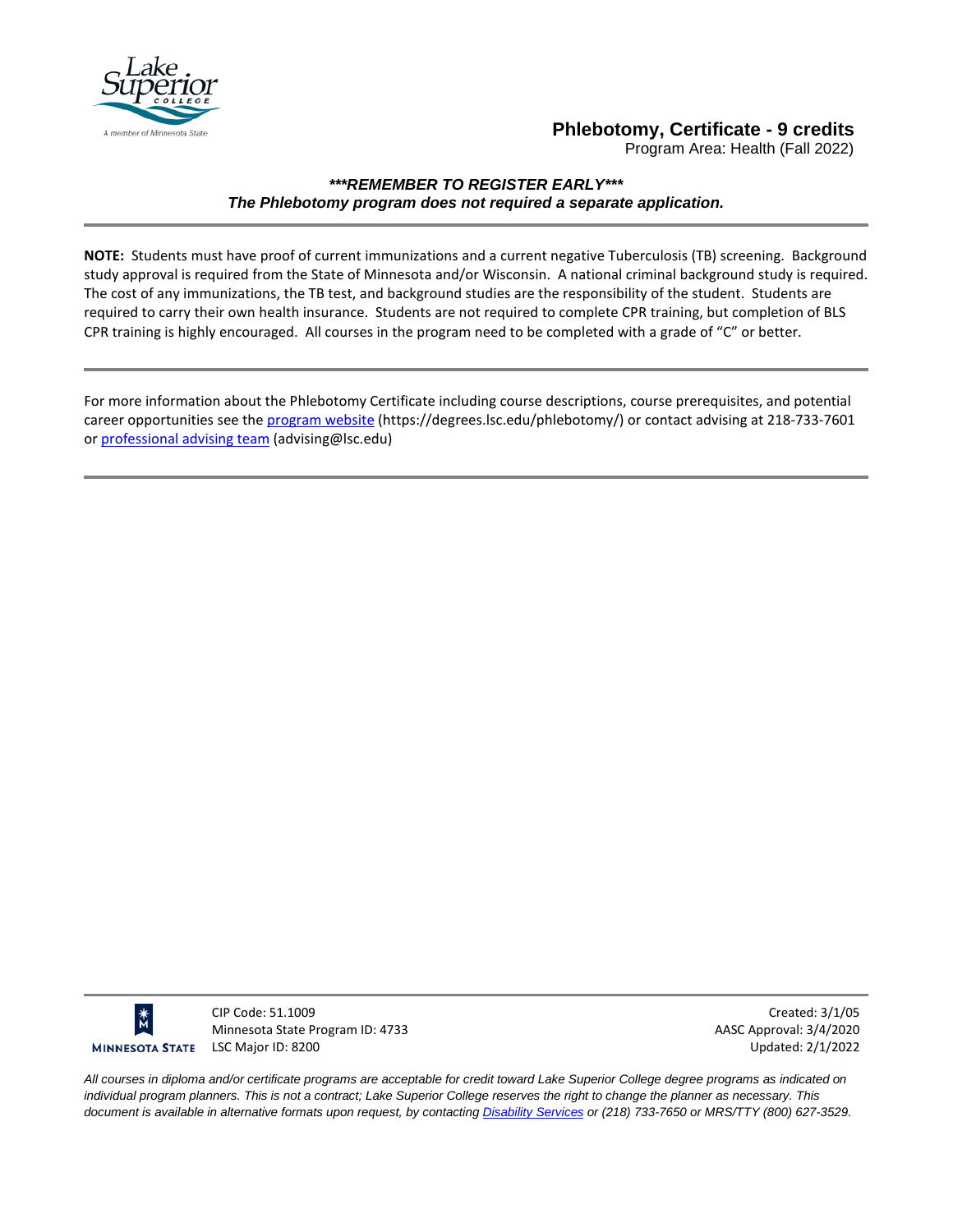# Phlebotomy, Certificate - 9 credits

Program Area: Health (Fall 2022)

***REMEMBER TO REGISTER EARLY***

***The Phlebotomy program does not required a separate application.***

---

**NOTE:** Students must have proof of current immunizations and a current negative Tuberculosis (TB) screening. Background study approval is required from the State of Minnesota and/or Wisconsin. A national criminal background study is required. The cost of any immunizations, the TB test, and background studies are the responsibility of the student. Students are required to carry their own health insurance. Students are not required to complete CPR training, but completion of BLS CPR training is highly encouraged. All courses in the program need to be completed with a grade of "C" or better.

---

For more information about the Phlebotomy Certificate including course descriptions, course prerequisites, and potential career opportunities see the [program website](https://degrees.lsc.edu/phlebotomy/) (https://degrees.lsc.edu/phlebotomy/) or contact advising at 218-733-7601 or [professional advising team](mailto:advising@lsc.edu) (advising@lsc.edu)

---

CIP Code: 51.1009
Minnesota State Program ID: 4733
LSC Major ID: 8200

Created: 3/1/05
AASC Approval: 3/4/2020
Updated: 2/1/2022

*All courses in diploma and/or certificate programs are acceptable for credit toward Lake Superior College degree programs as indicated on individual program planners. This is not a contract; Lake Superior College reserves the right to change the planner as necessary. This document is available in alternative formats upon request, by contacting Disability Services or (218) 733-7650 or MRS/TTY (800) 627-3529.*